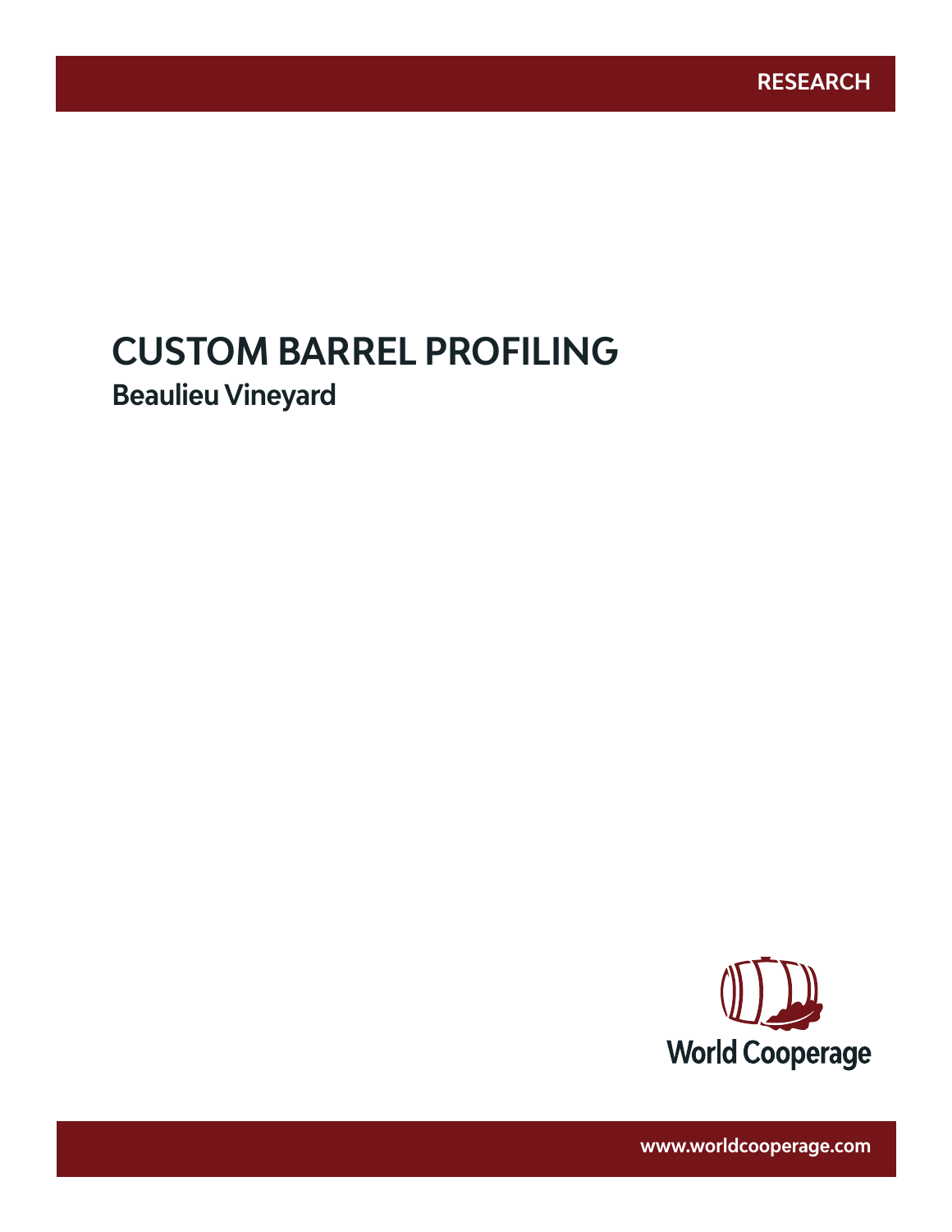RESEARCH

# CUSTOM BARREL PROFILING

## Beaulieu Vineyard

World Cooperage

www.worldcooperage.com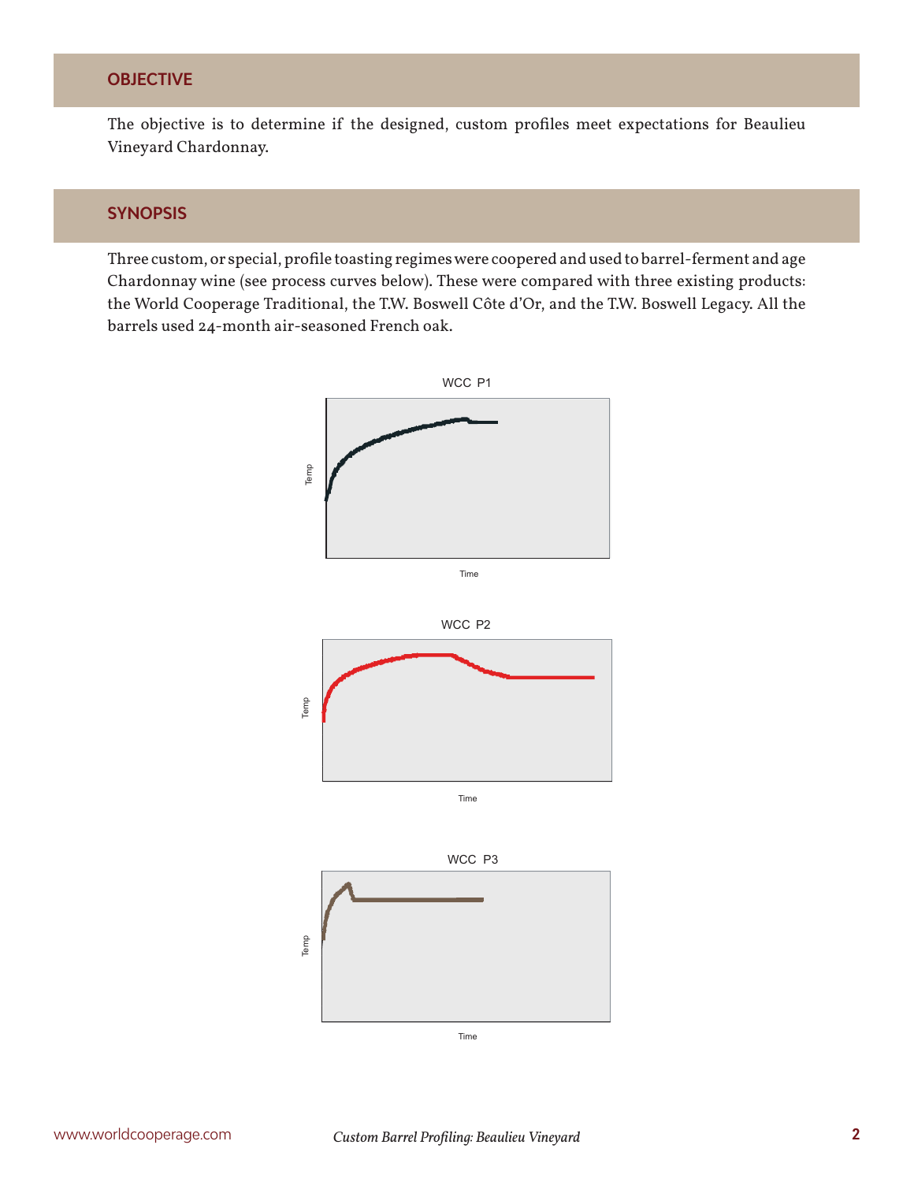## OBJECTIVE

The objective is to determine if the designed, custom profiles meet expectations for Beaulieu Vineyard Chardonnay.

## SYNOPSIS

Three custom, or special, profile toasting regimes were coopered and used to barrel-ferment and age Chardonnay wine (see process curves below). These were compared with three existing products: the World Cooperage Traditional, the T.W. Boswell Côte d'Or, and the T.W. Boswell Legacy. All the barrels used 24-month air-seasoned French oak.

WCC P1

WCC P2

WCC P3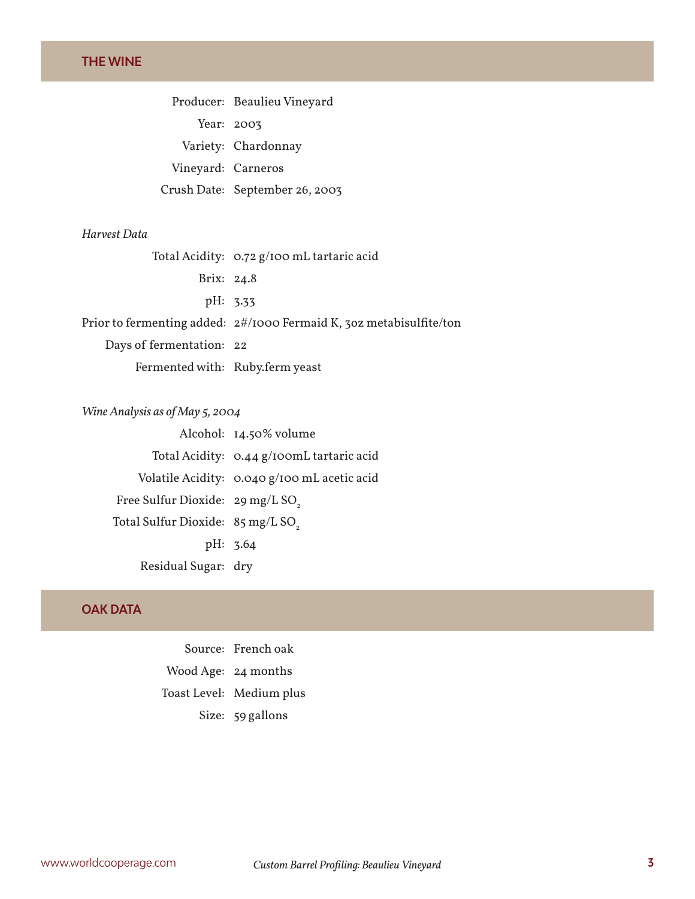## THE WINE

| | |
|---|---|
| Producer: | Beaulieu Vineyard |
| Year: | 2003 |
| Variety: | Chardonnay |
| Vineyard: | Carneros |
| Crush Date: | September 26, 2003 |

*Harvest Data*

| | |
|---|---|
| Total Acidity: | 0.72 g/100 mL tartaric acid |
| Brix: | 24.8 |
| pH: | 3.33 |
| Prior to fermenting added: | 2#/1000 Fermaid K, 3oz metabisulfite/ton |
| Days of fermentation: | 22 |
| Fermented with: | Ruby.ferm yeast |

*Wine Analysis as of May 5, 2004*

| | |
|---|---|
| Alcohol: | 14.50% volume |
| Total Acidity: | 0.44 g/100mL tartaric acid |
| Volatile Acidity: | 0.040 g/100 mL acetic acid |
| Free Sulfur Dioxide: | 29 mg/L $SO_2$ |
| Total Sulfur Dioxide: | 85 mg/L $SO_2$ |
| pH: | 3.64 |
| Residual Sugar: | dry |

## OAK DATA

| | |
|---|---|
| Source: | French oak |
| Wood Age: | 24 months |
| Toast Level: | Medium plus |
| Size: | 59 gallons |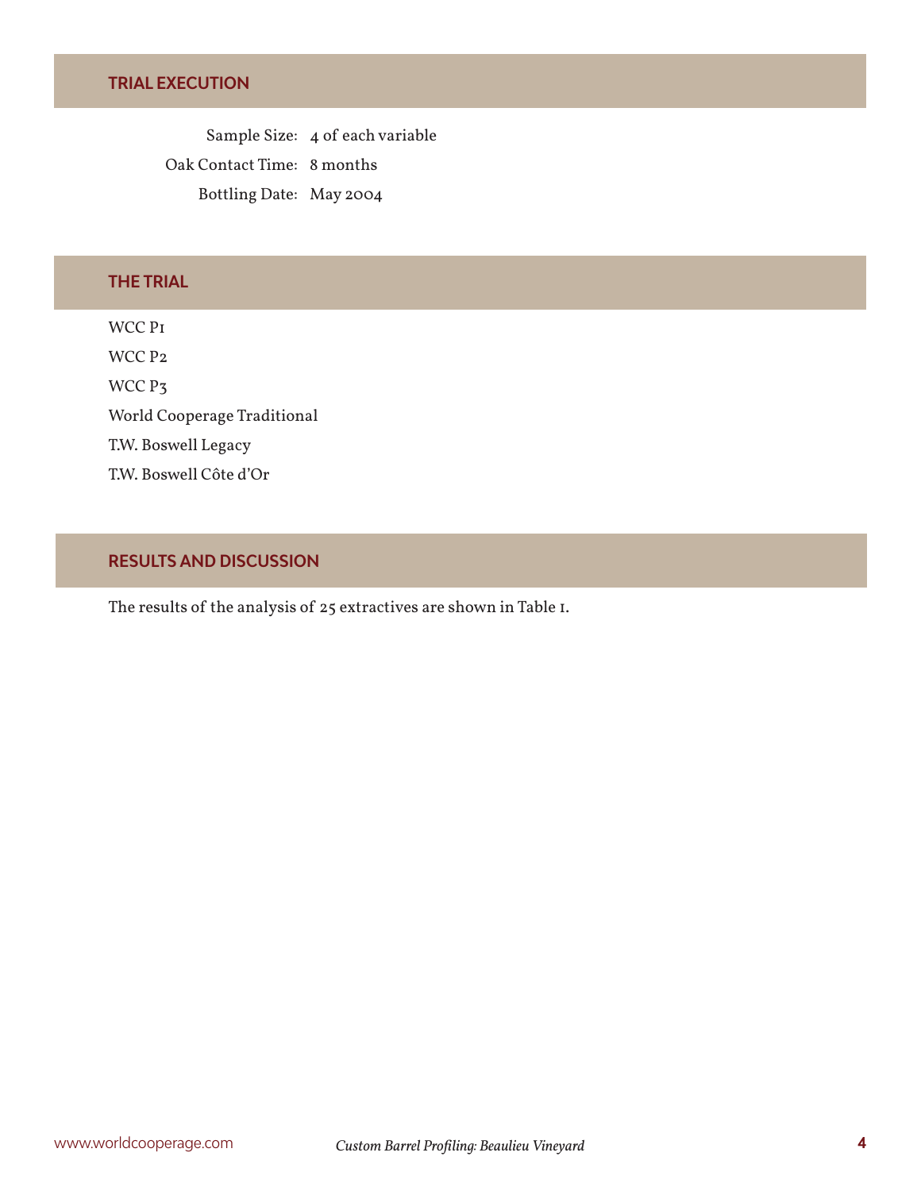## TRIAL EXECUTION

Sample Size: 4 of each variable

Oak Contact Time: 8 months

Bottling Date: May 2004

## THE TRIAL

WCC P1

WCC P2

WCC P3

World Cooperage Traditional

T.W. Boswell Legacy

T.W. Boswell Côte d'Or

## RESULTS AND DISCUSSION

The results of the analysis of 25 extractives are shown in Table 1.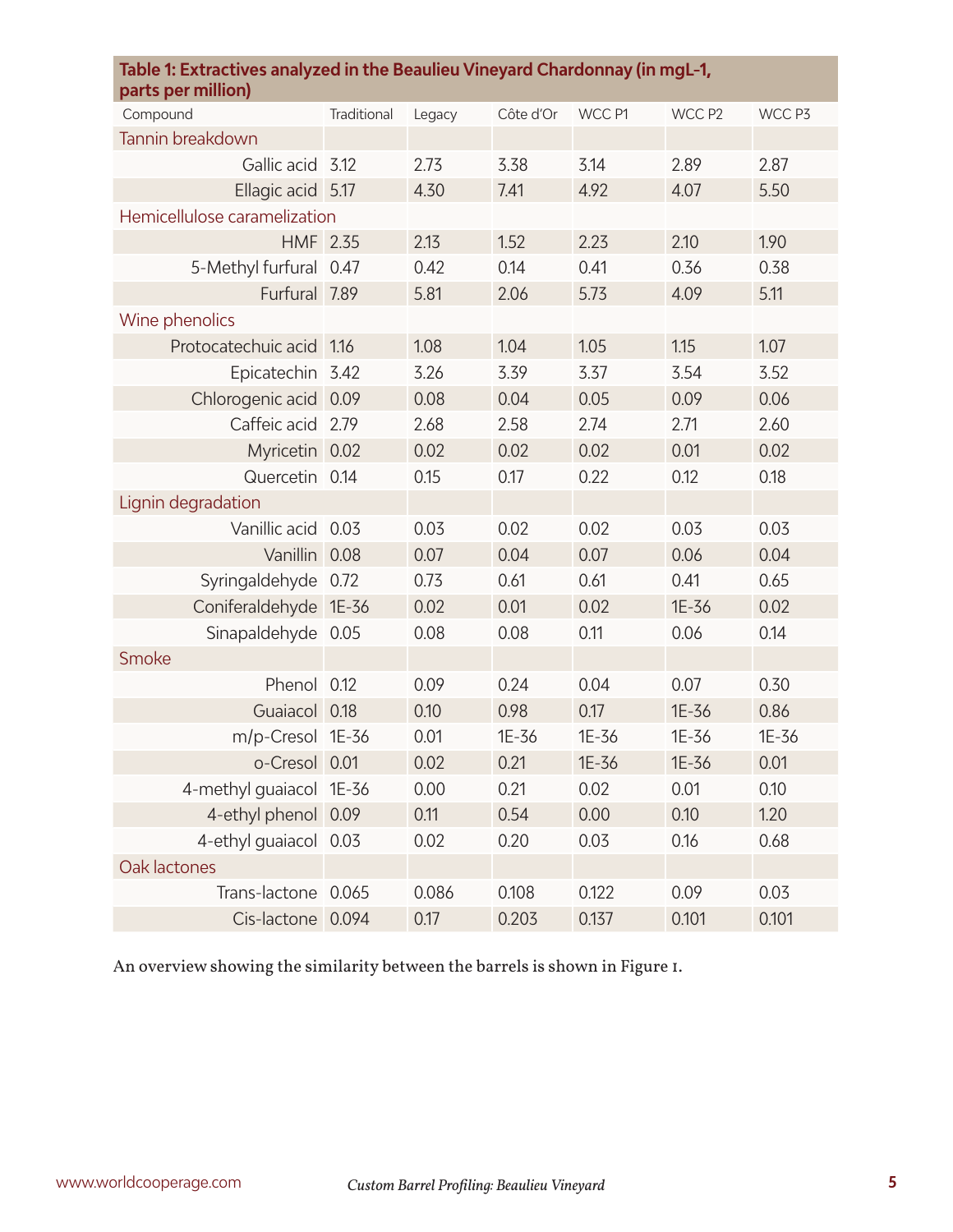**Table 1: Extractives analyzed in the Beaulieu Vineyard Chardonnay (in mgL-1, parts per million)**

| Compound | Traditional | Legacy | Côte d'Or | WCC P1 | WCC P2 | WCC P3 |
|---|---|---|---|---|---|---|
| Tannin breakdown | | | | | | |
| Gallic acid | 3.12 | 2.73 | 3.38 | 3.14 | 2.89 | 2.87 |
| Ellagic acid | 5.17 | 4.30 | 7.41 | 4.92 | 4.07 | 5.50 |
| Hemicellulose caramelization | | | | | | |
| HMF | 2.35 | 2.13 | 1.52 | 2.23 | 2.10 | 1.90 |
| 5-Methyl furfural | 0.47 | 0.42 | 0.14 | 0.41 | 0.36 | 0.38 |
| Furfural | 7.89 | 5.81 | 2.06 | 5.73 | 4.09 | 5.11 |
| Wine phenolics | | | | | | |
| Protocatechuic acid | 1.16 | 1.08 | 1.04 | 1.05 | 1.15 | 1.07 |
| Epicatechin | 3.42 | 3.26 | 3.39 | 3.37 | 3.54 | 3.52 |
| Chlorogenic acid | 0.09 | 0.08 | 0.04 | 0.05 | 0.09 | 0.06 |
| Caffeic acid | 2.79 | 2.68 | 2.58 | 2.74 | 2.71 | 2.60 |
| Myricetin | 0.02 | 0.02 | 0.02 | 0.02 | 0.01 | 0.02 |
| Quercetin | 0.14 | 0.15 | 0.17 | 0.22 | 0.12 | 0.18 |
| Lignin degradation | | | | | | |
| Vanillic acid | 0.03 | 0.03 | 0.02 | 0.02 | 0.03 | 0.03 |
| Vanillin | 0.08 | 0.07 | 0.04 | 0.07 | 0.06 | 0.04 |
| Syringaldehyde | 0.72 | 0.73 | 0.61 | 0.61 | 0.41 | 0.65 |
| Coniferaldehyde | 1E-36 | 0.02 | 0.01 | 0.02 | 1E-36 | 0.02 |
| Sinapaldehyde | 0.05 | 0.08 | 0.08 | 0.11 | 0.06 | 0.14 |
| Smoke | | | | | | |
| Phenol | 0.12 | 0.09 | 0.24 | 0.04 | 0.07 | 0.30 |
| Guaiacol | 0.18 | 0.10 | 0.98 | 0.17 | 1E-36 | 0.86 |
| m/p-Cresol | 1E-36 | 0.01 | 1E-36 | 1E-36 | 1E-36 | 1E-36 |
| o-Cresol | 0.01 | 0.02 | 0.21 | 1E-36 | 1E-36 | 0.01 |
| 4-methyl guaiacol | 1E-36 | 0.00 | 0.21 | 0.02 | 0.01 | 0.10 |
| 4-ethyl phenol | 0.09 | 0.11 | 0.54 | 0.00 | 0.10 | 1.20 |
| 4-ethyl guaiacol | 0.03 | 0.02 | 0.20 | 0.03 | 0.16 | 0.68 |
| Oak lactones | | | | | | |
| Trans-lactone | 0.065 | 0.086 | 0.108 | 0.122 | 0.09 | 0.03 |
| Cis-lactone | 0.094 | 0.17 | 0.203 | 0.137 | 0.101 | 0.101 |

An overview showing the similarity between the barrels is shown in Figure 1.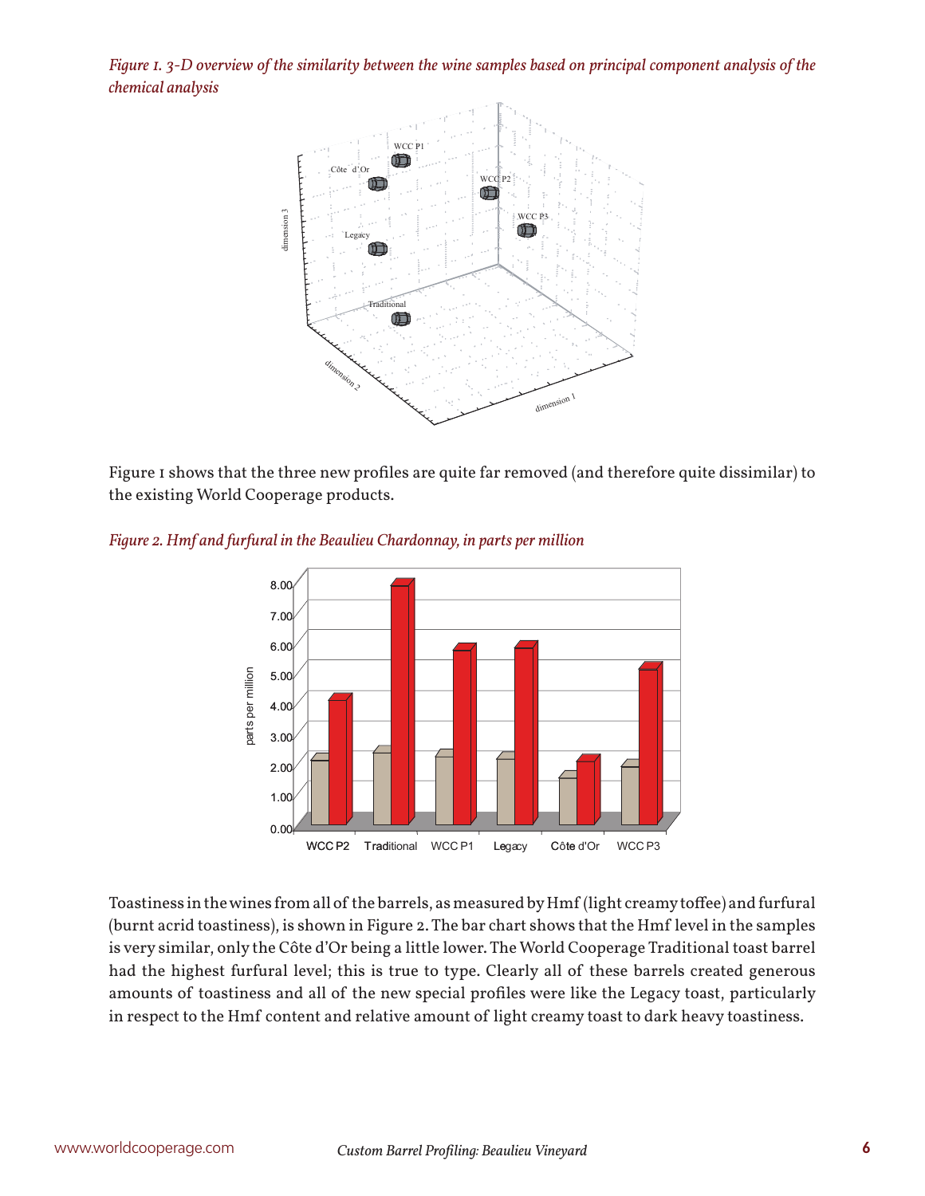*Figure 1. 3-D overview of the similarity between the wine samples based on principal component analysis of the chemical analysis*

Figure 1 shows that the three new profiles are quite far removed (and therefore quite dissimilar) to the existing World Cooperage products.

*Figure 2. Hmf and furfural in the Beaulieu Chardonnay, in parts per million*

Toastiness in the wines from all of the barrels, as measured by Hmf (light creamy toffee) and furfural (burnt acrid toastiness), is shown in Figure 2. The bar chart shows that the Hmf level in the samples is very similar, only the Côte d'Or being a little lower. The World Cooperage Traditional toast barrel had the highest furfural level; this is true to type. Clearly all of these barrels created generous amounts of toastiness and all of the new special profiles were like the Legacy toast, particularly in respect to the Hmf content and relative amount of light creamy toast to dark heavy toastiness.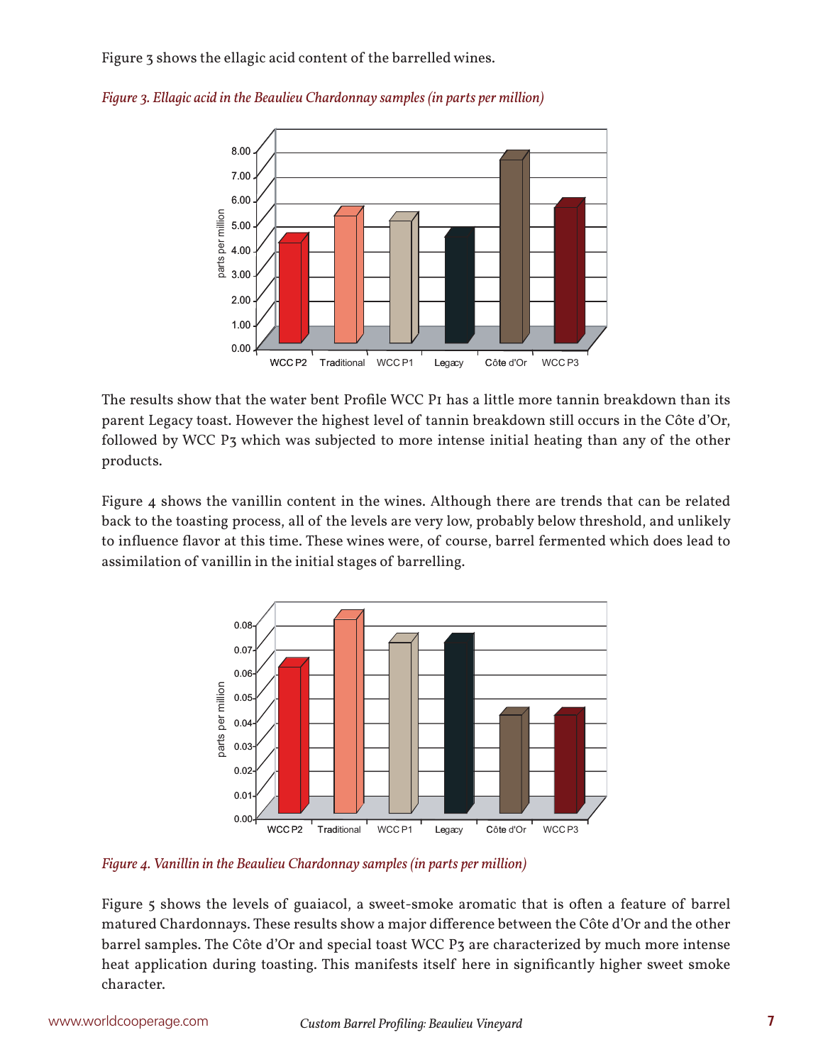Figure 3 shows the ellagic acid content of the barrelled wines.

*Figure 3. Ellagic acid in the Beaulieu Chardonnay samples (in parts per million)*

The results show that the water bent Profile WCC P1 has a little more tannin breakdown than its parent Legacy toast. However the highest level of tannin breakdown still occurs in the Côte d'Or, followed by WCC P3 which was subjected to more intense initial heating than any of the other products.

Figure 4 shows the vanillin content in the wines. Although there are trends that can be related back to the toasting process, all of the levels are very low, probably below threshold, and unlikely to influence flavor at this time. These wines were, of course, barrel fermented which does lead to assimilation of vanillin in the initial stages of barrelling.

*Figure 4. Vanillin in the Beaulieu Chardonnay samples (in parts per million)*

Figure 5 shows the levels of guaiacol, a sweet-smoke aromatic that is often a feature of barrel matured Chardonnays. These results show a major difference between the Côte d'Or and the other barrel samples. The Côte d'Or and special toast WCC P3 are characterized by much more intense heat application during toasting. This manifests itself here in significantly higher sweet smoke character.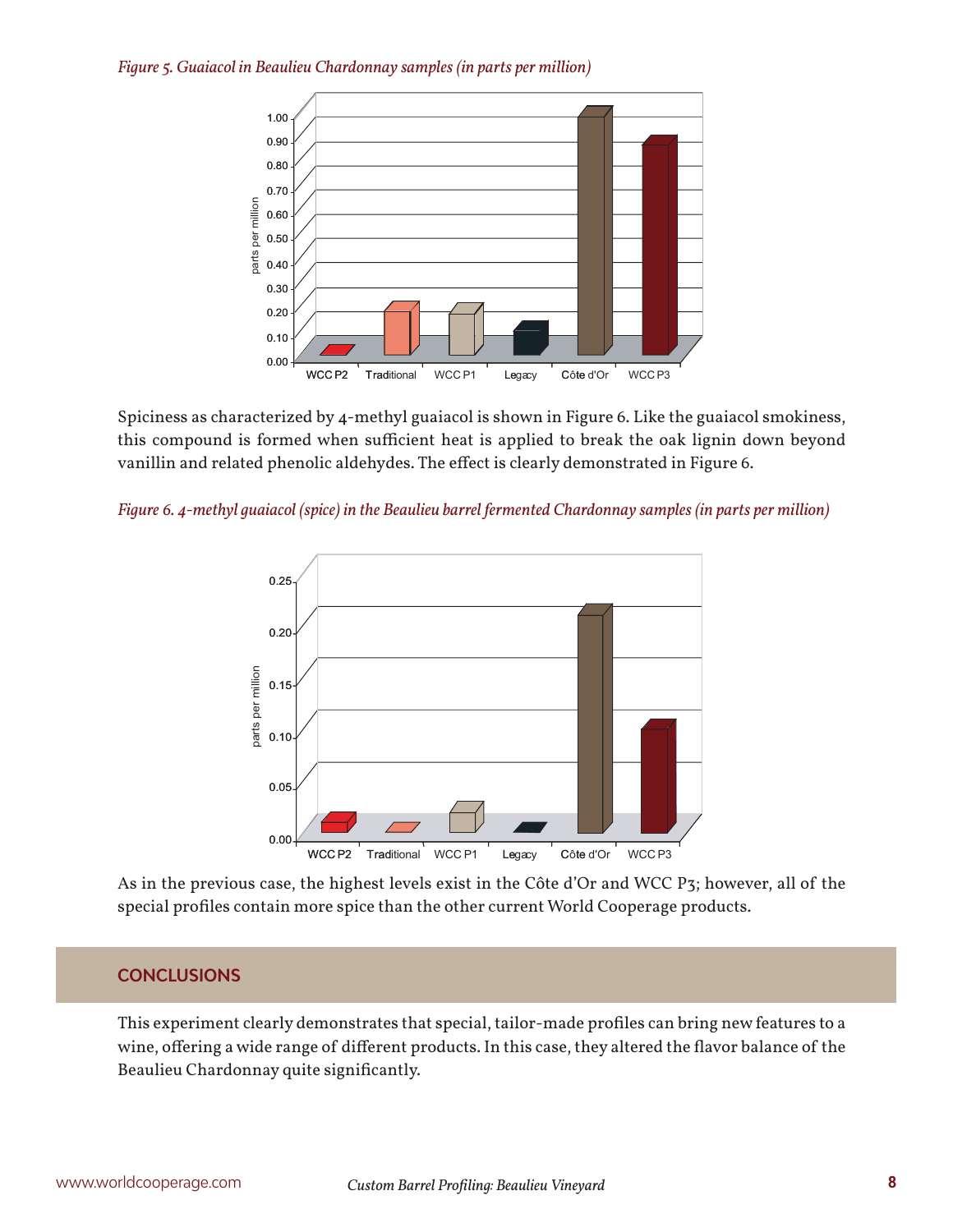*Figure 5. Guaiacol in Beaulieu Chardonnay samples (in parts per million)*

Spiciness as characterized by 4-methyl guaiacol is shown in Figure 6. Like the guaiacol smokiness, this compound is formed when sufficient heat is applied to break the oak lignin down beyond vanillin and related phenolic aldehydes. The effect is clearly demonstrated in Figure 6.

*Figure 6. 4-methyl guaiacol (spice) in the Beaulieu barrel fermented Chardonnay samples (in parts per million)*

As in the previous case, the highest levels exist in the Côte d'Or and WCC P3; however, all of the special profiles contain more spice than the other current World Cooperage products.

## CONCLUSIONS

This experiment clearly demonstrates that special, tailor-made profiles can bring new features to a wine, offering a wide range of different products. In this case, they altered the flavor balance of the Beaulieu Chardonnay quite significantly.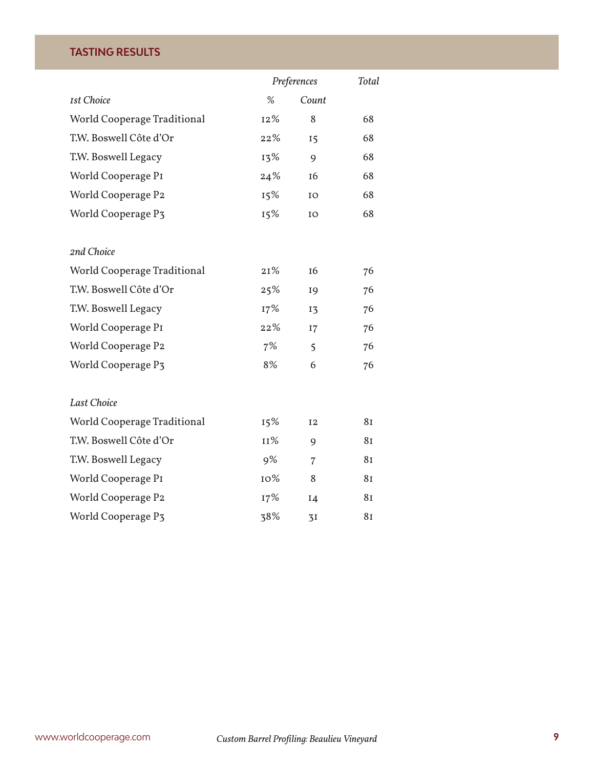## TASTING RESULTS

| | Preferences | | Total |
|---|---|---|---|
| *1st Choice* | *%* | *Count* | |
| World Cooperage Traditional | 12% | 8 | 68 |
| T.W. Boswell Côte d'Or | 22% | 15 | 68 |
| T.W. Boswell Legacy | 13% | 9 | 68 |
| World Cooperage P1 | 24% | 16 | 68 |
| World Cooperage P2 | 15% | 10 | 68 |
| World Cooperage P3 | 15% | 10 | 68 |
| | | | |
| *2nd Choice* | | | |
| World Cooperage Traditional | 21% | 16 | 76 |
| T.W. Boswell Côte d'Or | 25% | 19 | 76 |
| T.W. Boswell Legacy | 17% | 13 | 76 |
| World Cooperage P1 | 22% | 17 | 76 |
| World Cooperage P2 | 7% | 5 | 76 |
| World Cooperage P3 | 8% | 6 | 76 |
| | | | |
| *Last Choice* | | | |
| World Cooperage Traditional | 15% | 12 | 81 |
| T.W. Boswell Côte d'Or | 11% | 9 | 81 |
| T.W. Boswell Legacy | 9% | 7 | 81 |
| World Cooperage P1 | 10% | 8 | 81 |
| World Cooperage P2 | 17% | 14 | 81 |
| World Cooperage P3 | 38% | 31 | 81 |